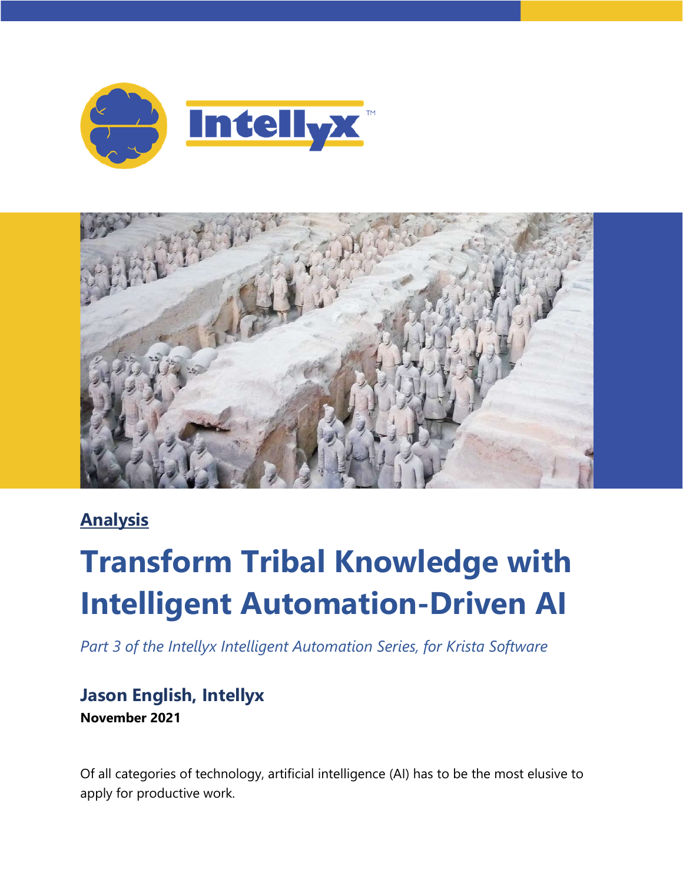**Analysis**

# Transform Tribal Knowledge with Intelligent Automation-Driven AI

*Part 3 of the Intellyx Intelligent Automation Series, for Krista Software*

**Jason English, Intellyx**
**November 2021**

Of all categories of technology, artificial intelligence (AI) has to be the most elusive to apply for productive work.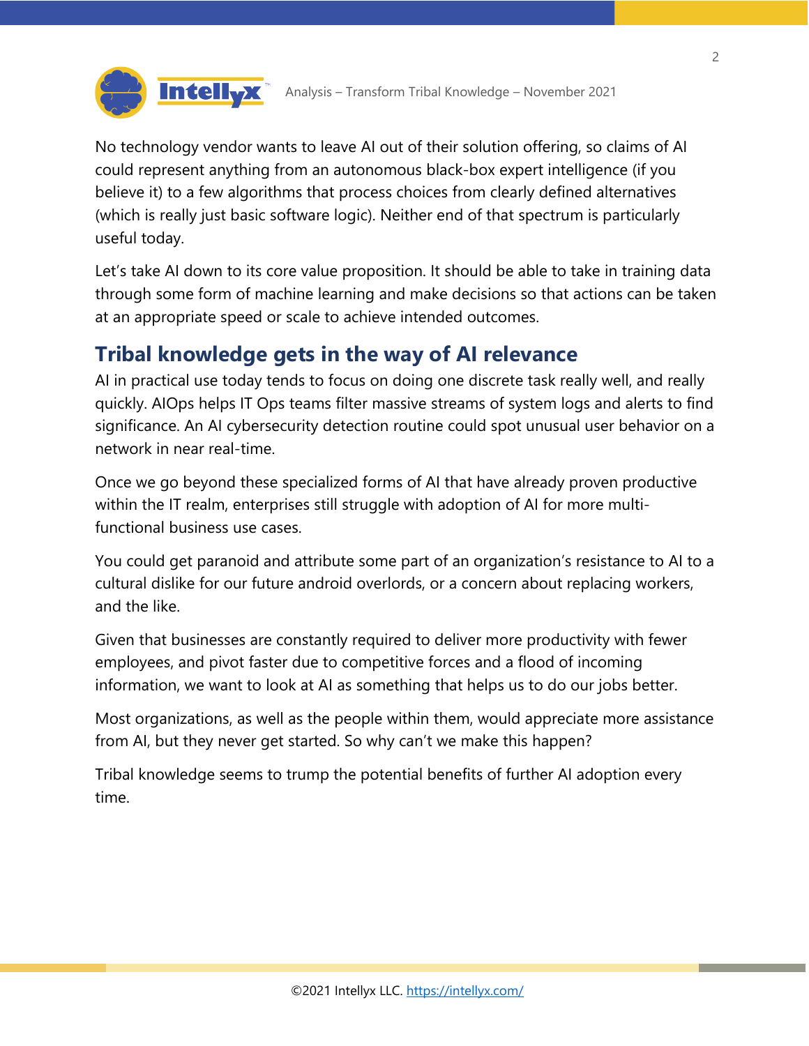No technology vendor wants to leave AI out of their solution offering, so claims of AI could represent anything from an autonomous black-box expert intelligence (if you believe it) to a few algorithms that process choices from clearly defined alternatives (which is really just basic software logic). Neither end of that spectrum is particularly useful today.

Let's take AI down to its core value proposition. It should be able to take in training data through some form of machine learning and make decisions so that actions can be taken at an appropriate speed or scale to achieve intended outcomes.

## Tribal knowledge gets in the way of AI relevance

AI in practical use today tends to focus on doing one discrete task really well, and really quickly. AIOps helps IT Ops teams filter massive streams of system logs and alerts to find significance. An AI cybersecurity detection routine could spot unusual user behavior on a network in near real-time.

Once we go beyond these specialized forms of AI that have already proven productive within the IT realm, enterprises still struggle with adoption of AI for more multi-functional business use cases.

You could get paranoid and attribute some part of an organization's resistance to AI to a cultural dislike for our future android overlords, or a concern about replacing workers, and the like.

Given that businesses are constantly required to deliver more productivity with fewer employees, and pivot faster due to competitive forces and a flood of incoming information, we want to look at AI as something that helps us to do our jobs better.

Most organizations, as well as the people within them, would appreciate more assistance from AI, but they never get started. So why can't we make this happen?

Tribal knowledge seems to trump the potential benefits of further AI adoption every time.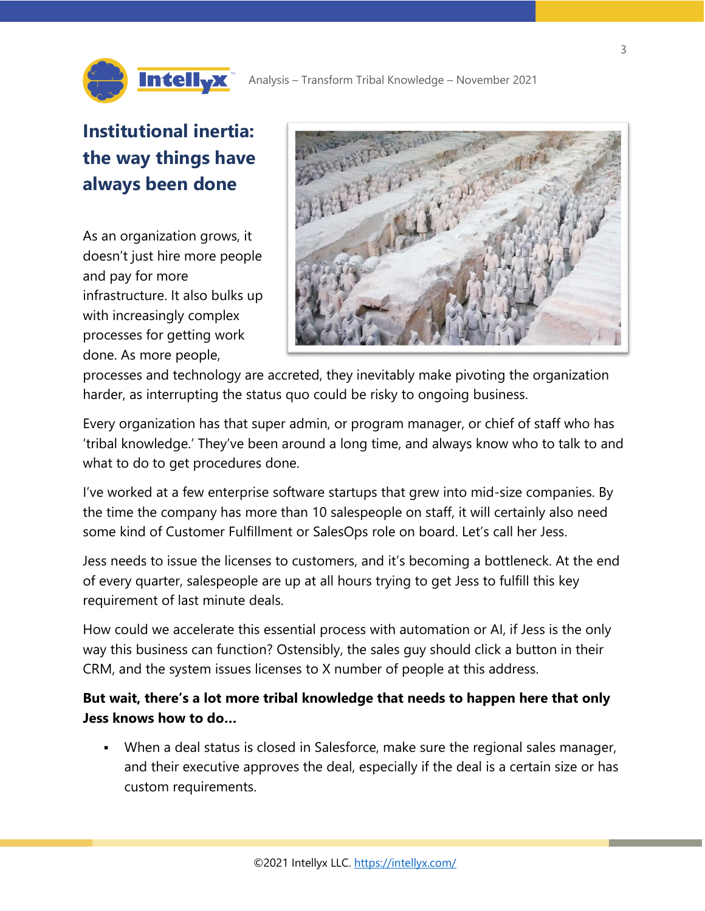## Institutional inertia: the way things have always been done

As an organization grows, it doesn't just hire more people and pay for more infrastructure. It also bulks up with increasingly complex processes for getting work done. As more people, processes and technology are accreted, they inevitably make pivoting the organization harder, as interrupting the status quo could be risky to ongoing business.

Every organization has that super admin, or program manager, or chief of staff who has 'tribal knowledge.' They've been around a long time, and always know who to talk to and what to do to get procedures done.

I've worked at a few enterprise software startups that grew into mid-size companies. By the time the company has more than 10 salespeople on staff, it will certainly also need some kind of Customer Fulfillment or SalesOps role on board. Let's call her Jess.

Jess needs to issue the licenses to customers, and it's becoming a bottleneck. At the end of every quarter, salespeople are up at all hours trying to get Jess to fulfill this key requirement of last minute deals.

How could we accelerate this essential process with automation or AI, if Jess is the only way this business can function? Ostensibly, the sales guy should click a button in their CRM, and the system issues licenses to X number of people at this address.

**But wait, there's a lot more tribal knowledge that needs to happen here that only Jess knows how to do…**

- When a deal status is closed in Salesforce, make sure the regional sales manager, and their executive approves the deal, especially if the deal is a certain size or has custom requirements.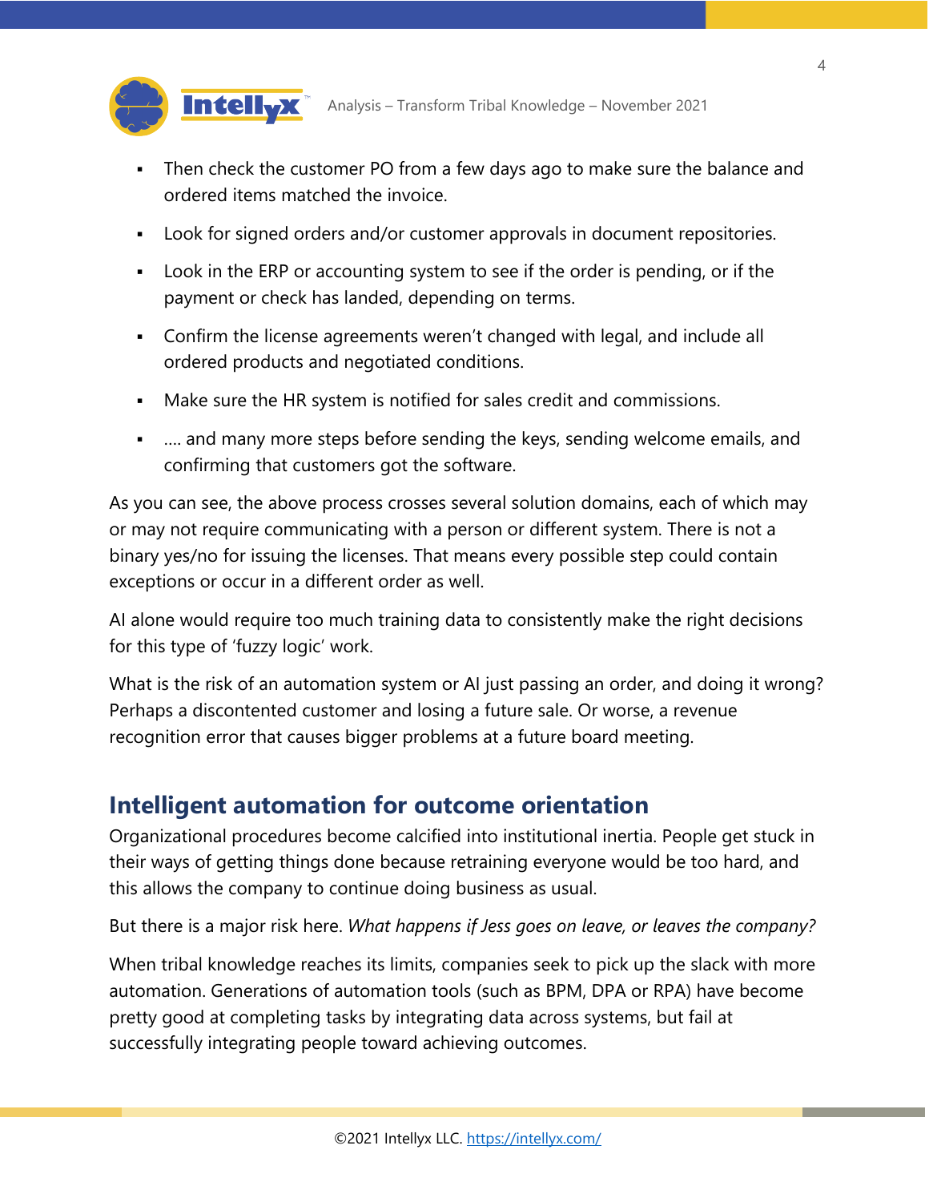- Then check the customer PO from a few days ago to make sure the balance and ordered items matched the invoice.
- Look for signed orders and/or customer approvals in document repositories.
- Look in the ERP or accounting system to see if the order is pending, or if the payment or check has landed, depending on terms.
- Confirm the license agreements weren't changed with legal, and include all ordered products and negotiated conditions.
- Make sure the HR system is notified for sales credit and commissions.
- …. and many more steps before sending the keys, sending welcome emails, and confirming that customers got the software.

As you can see, the above process crosses several solution domains, each of which may or may not require communicating with a person or different system. There is not a binary yes/no for issuing the licenses. That means every possible step could contain exceptions or occur in a different order as well.

AI alone would require too much training data to consistently make the right decisions for this type of 'fuzzy logic' work.

What is the risk of an automation system or AI just passing an order, and doing it wrong? Perhaps a discontented customer and losing a future sale. Or worse, a revenue recognition error that causes bigger problems at a future board meeting.

## Intelligent automation for outcome orientation

Organizational procedures become calcified into institutional inertia. People get stuck in their ways of getting things done because retraining everyone would be too hard, and this allows the company to continue doing business as usual.

But there is a major risk here. *What happens if Jess goes on leave, or leaves the company?*

When tribal knowledge reaches its limits, companies seek to pick up the slack with more automation. Generations of automation tools (such as BPM, DPA or RPA) have become pretty good at completing tasks by integrating data across systems, but fail at successfully integrating people toward achieving outcomes.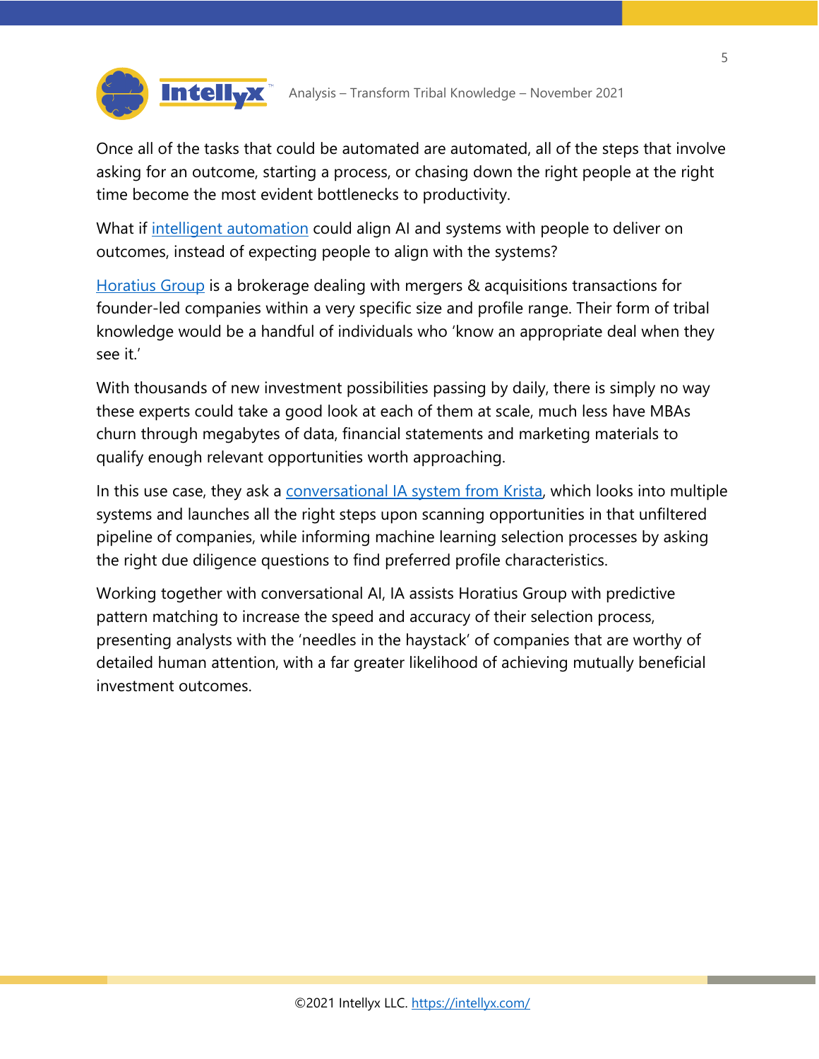Once all of the tasks that could be automated are automated, all of the steps that involve asking for an outcome, starting a process, or chasing down the right people at the right time become the most evident bottlenecks to productivity.

What if intelligent automation could align AI and systems with people to deliver on outcomes, instead of expecting people to align with the systems?

Horatius Group is a brokerage dealing with mergers & acquisitions transactions for founder-led companies within a very specific size and profile range. Their form of tribal knowledge would be a handful of individuals who 'know an appropriate deal when they see it.'

With thousands of new investment possibilities passing by daily, there is simply no way these experts could take a good look at each of them at scale, much less have MBAs churn through megabytes of data, financial statements and marketing materials to qualify enough relevant opportunities worth approaching.

In this use case, they ask a conversational IA system from Krista, which looks into multiple systems and launches all the right steps upon scanning opportunities in that unfiltered pipeline of companies, while informing machine learning selection processes by asking the right due diligence questions to find preferred profile characteristics.

Working together with conversational AI, IA assists Horatius Group with predictive pattern matching to increase the speed and accuracy of their selection process, presenting analysts with the 'needles in the haystack' of companies that are worthy of detailed human attention, with a far greater likelihood of achieving mutually beneficial investment outcomes.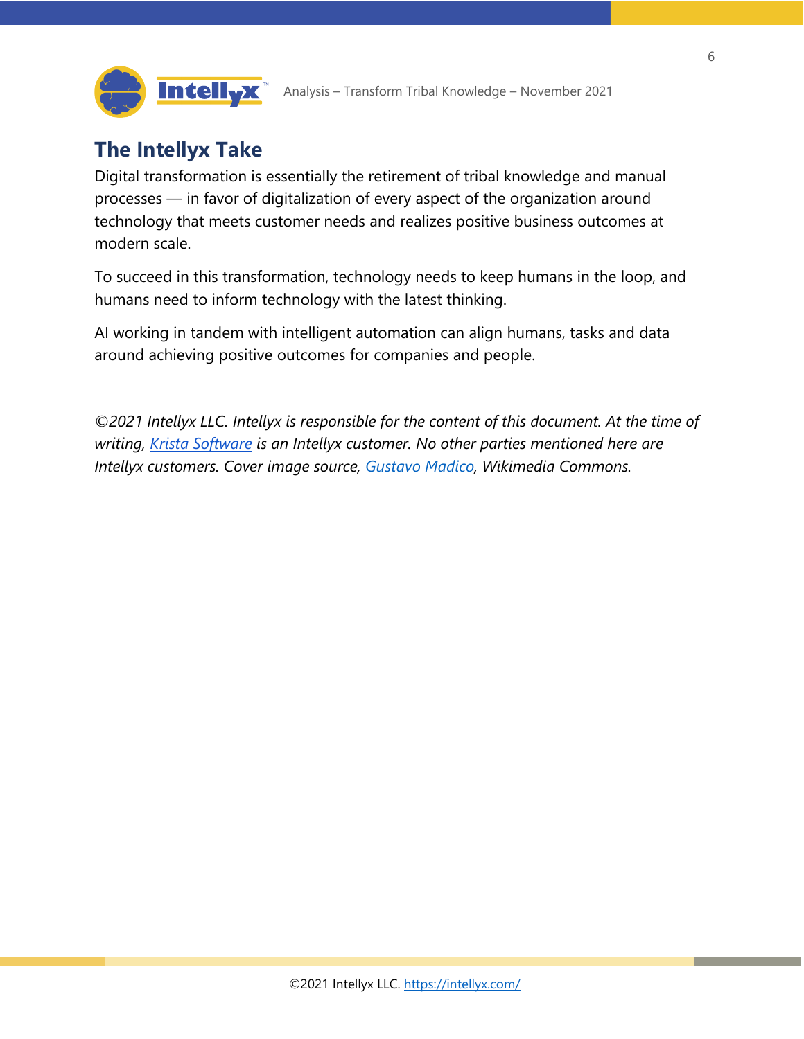## The Intellyx Take

Digital transformation is essentially the retirement of tribal knowledge and manual processes — in favor of digitalization of every aspect of the organization around technology that meets customer needs and realizes positive business outcomes at modern scale.

To succeed in this transformation, technology needs to keep humans in the loop, and humans need to inform technology with the latest thinking.

AI working in tandem with intelligent automation can align humans, tasks and data around achieving positive outcomes for companies and people.

*©2021 Intellyx LLC. Intellyx is responsible for the content of this document. At the time of writing, [Krista Software] is an Intellyx customer. No other parties mentioned here are Intellyx customers. Cover image source, [Gustavo Madico], Wikimedia Commons.*